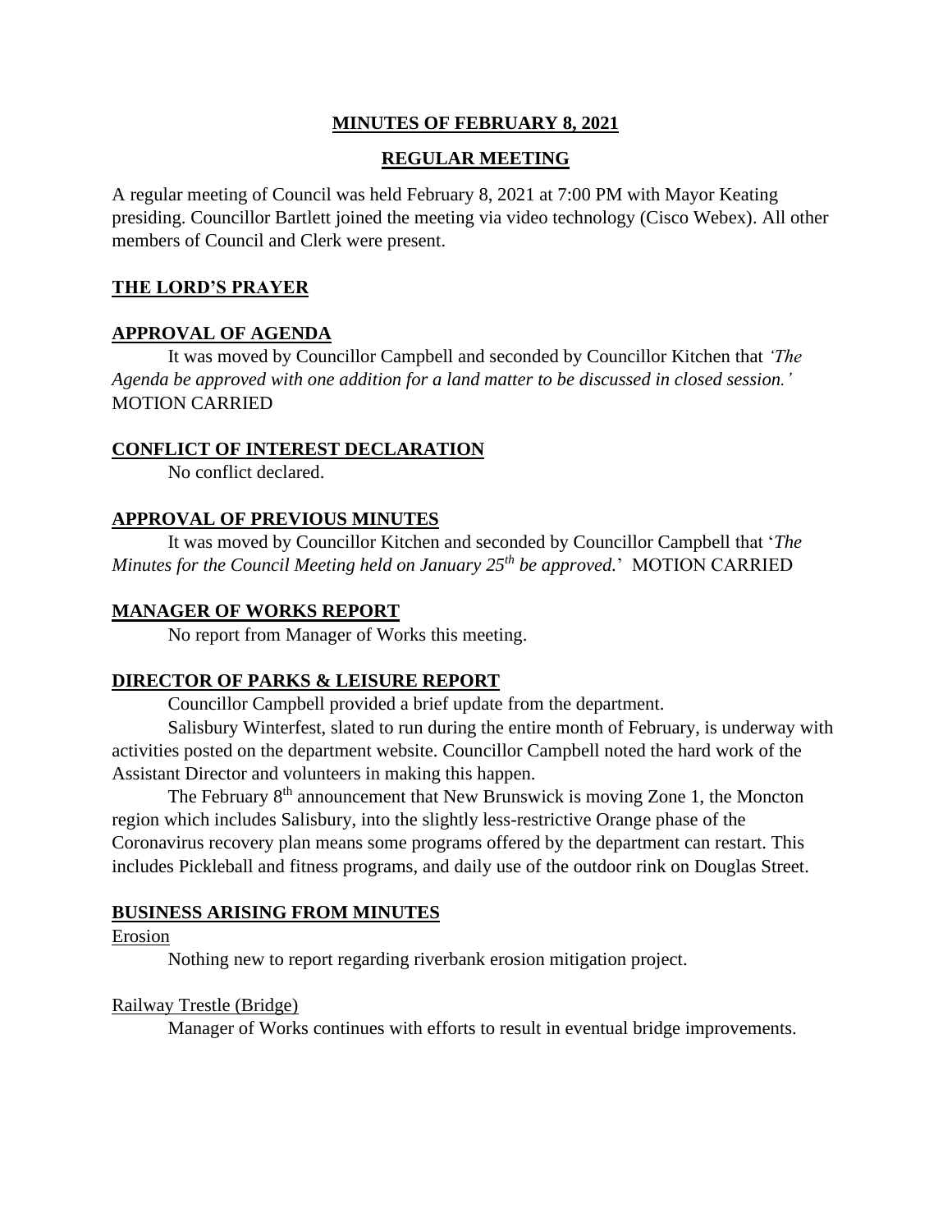# MINUTES OF FEBRUARY 8, 2021

## REGULAR MEETING

A regular meeting of Council was held February 8, 2021 at 7:00 PM with Mayor Keating presiding. Councillor Bartlett joined the meeting via video technology (Cisco Webex). All other members of Council and Clerk were present.

### THE LORD'S PRAYER

### APPROVAL OF AGENDA

It was moved by Councillor Campbell and seconded by Councillor Kitchen that *'The Agenda be approved with one addition for a land matter to be discussed in closed session.'* MOTION CARRIED

### CONFLICT OF INTEREST DECLARATION

No conflict declared.

### APPROVAL OF PREVIOUS MINUTES

It was moved by Councillor Kitchen and seconded by Councillor Campbell that '*The Minutes for the Council Meeting held on January 25th be approved.*' MOTION CARRIED

### MANAGER OF WORKS REPORT

No report from Manager of Works this meeting.

### DIRECTOR OF PARKS & LEISURE REPORT

Councillor Campbell provided a brief update from the department.

Salisbury Winterfest, slated to run during the entire month of February, is underway with activities posted on the department website. Councillor Campbell noted the hard work of the Assistant Director and volunteers in making this happen.

The February 8th announcement that New Brunswick is moving Zone 1, the Moncton region which includes Salisbury, into the slightly less-restrictive Orange phase of the Coronavirus recovery plan means some programs offered by the department can restart. This includes Pickleball and fitness programs, and daily use of the outdoor rink on Douglas Street.

### BUSINESS ARISING FROM MINUTES

Erosion

Nothing new to report regarding riverbank erosion mitigation project.

Railway Trestle (Bridge)

Manager of Works continues with efforts to result in eventual bridge improvements.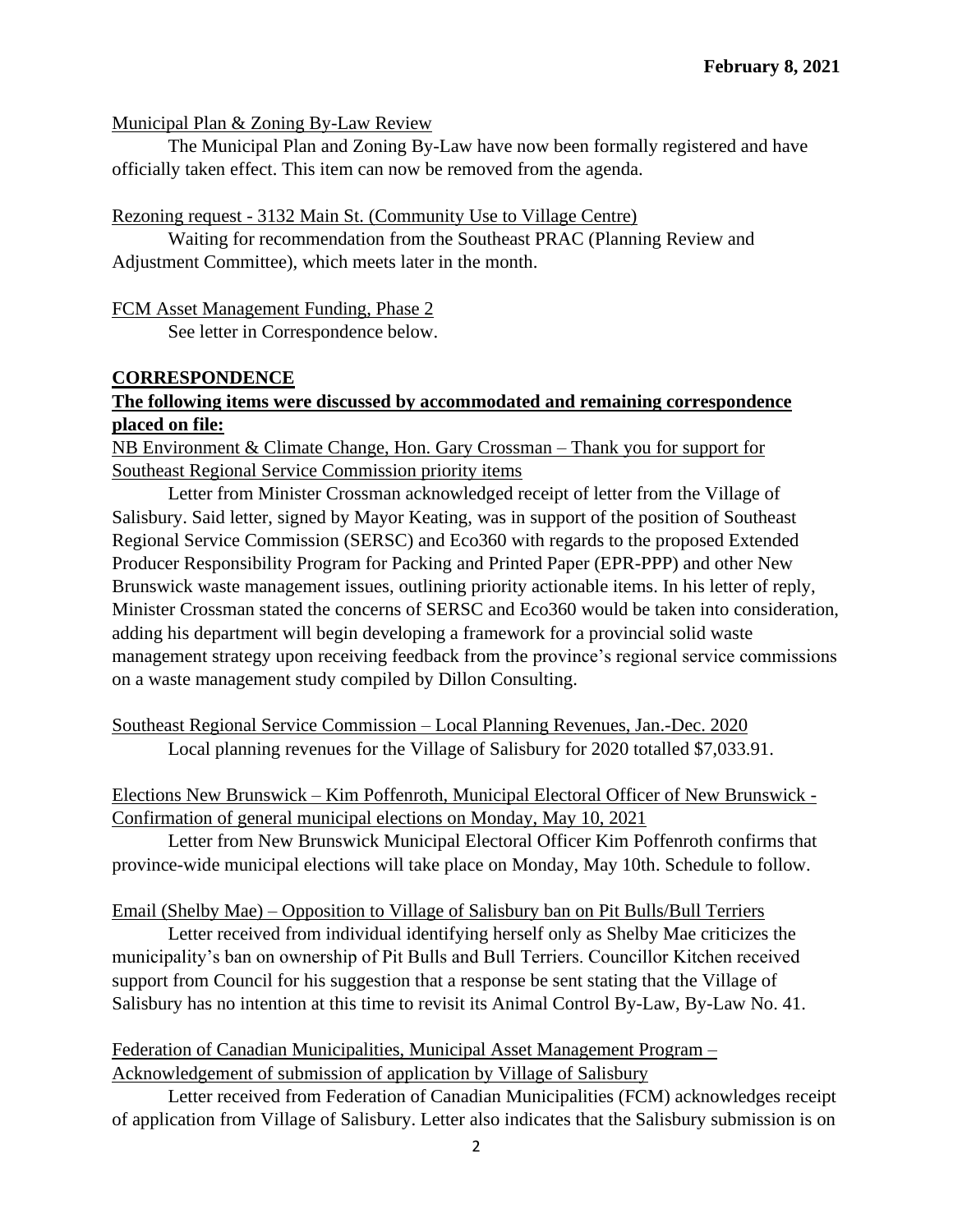Municipal Plan & Zoning By-Law Review

The Municipal Plan and Zoning By-Law have now been formally registered and have officially taken effect. This item can now be removed from the agenda.

Rezoning request - 3132 Main St. (Community Use to Village Centre)

Waiting for recommendation from the Southeast PRAC (Planning Review and Adjustment Committee), which meets later in the month.

FCM Asset Management Funding, Phase 2

See letter in Correspondence below.

## CORRESPONDENCE

**The following items were discussed by accommodated and remaining correspondence placed on file:**

NB Environment & Climate Change, Hon. Gary Crossman – Thank you for support for Southeast Regional Service Commission priority items

Letter from Minister Crossman acknowledged receipt of letter from the Village of Salisbury. Said letter, signed by Mayor Keating, was in support of the position of Southeast Regional Service Commission (SERSC) and Eco360 with regards to the proposed Extended Producer Responsibility Program for Packing and Printed Paper (EPR-PPP) and other New Brunswick waste management issues, outlining priority actionable items. In his letter of reply, Minister Crossman stated the concerns of SERSC and Eco360 would be taken into consideration, adding his department will begin developing a framework for a provincial solid waste management strategy upon receiving feedback from the province's regional service commissions on a waste management study compiled by Dillon Consulting.

Southeast Regional Service Commission – Local Planning Revenues, Jan.-Dec. 2020

Local planning revenues for the Village of Salisbury for 2020 totalled $7,033.91.

Elections New Brunswick – Kim Poffenroth, Municipal Electoral Officer of New Brunswick - Confirmation of general municipal elections on Monday, May 10, 2021

Letter from New Brunswick Municipal Electoral Officer Kim Poffenroth confirms that province-wide municipal elections will take place on Monday, May 10th. Schedule to follow.

Email (Shelby Mae) – Opposition to Village of Salisbury ban on Pit Bulls/Bull Terriers

Letter received from individual identifying herself only as Shelby Mae criticizes the municipality's ban on ownership of Pit Bulls and Bull Terriers. Councillor Kitchen received support from Council for his suggestion that a response be sent stating that the Village of Salisbury has no intention at this time to revisit its Animal Control By-Law, By-Law No. 41.

Federation of Canadian Municipalities, Municipal Asset Management Program – Acknowledgement of submission of application by Village of Salisbury

Letter received from Federation of Canadian Municipalities (FCM) acknowledges receipt of application from Village of Salisbury. Letter also indicates that the Salisbury submission is on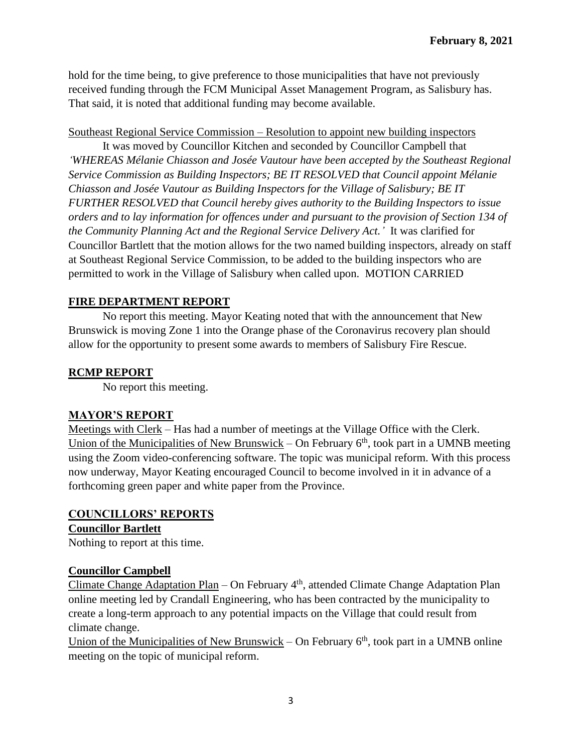hold for the time being, to give preference to those municipalities that have not previously received funding through the FCM Municipal Asset Management Program, as Salisbury has. That said, it is noted that additional funding may become available.

Southeast Regional Service Commission – Resolution to appoint new building inspectors

It was moved by Councillor Kitchen and seconded by Councillor Campbell that *'WHEREAS Mélanie Chiasson and Josée Vautour have been accepted by the Southeast Regional Service Commission as Building Inspectors; BE IT RESOLVED that Council appoint Mélanie Chiasson and Josée Vautour as Building Inspectors for the Village of Salisbury; BE IT FURTHER RESOLVED that Council hereby gives authority to the Building Inspectors to issue orders and to lay information for offences under and pursuant to the provision of Section 134 of the Community Planning Act and the Regional Service Delivery Act.'* It was clarified for Councillor Bartlett that the motion allows for the two named building inspectors, already on staff at Southeast Regional Service Commission, to be added to the building inspectors who are permitted to work in the Village of Salisbury when called upon. MOTION CARRIED

## FIRE DEPARTMENT REPORT

No report this meeting. Mayor Keating noted that with the announcement that New Brunswick is moving Zone 1 into the Orange phase of the Coronavirus recovery plan should allow for the opportunity to present some awards to members of Salisbury Fire Rescue.

## RCMP REPORT

No report this meeting.

## MAYOR'S REPORT

Meetings with Clerk – Has had a number of meetings at the Village Office with the Clerk.
Union of the Municipalities of New Brunswick – On February 6th, took part in a UMNB meeting using the Zoom video-conferencing software. The topic was municipal reform. With this process now underway, Mayor Keating encouraged Council to become involved in it in advance of a forthcoming green paper and white paper from the Province.

## COUNCILLORS' REPORTS

### Councillor Bartlett

Nothing to report at this time.

### Councillor Campbell

Climate Change Adaptation Plan – On February 4th, attended Climate Change Adaptation Plan online meeting led by Crandall Engineering, who has been contracted by the municipality to create a long-term approach to any potential impacts on the Village that could result from climate change.
Union of the Municipalities of New Brunswick – On February 6th, took part in a UMNB online meeting on the topic of municipal reform.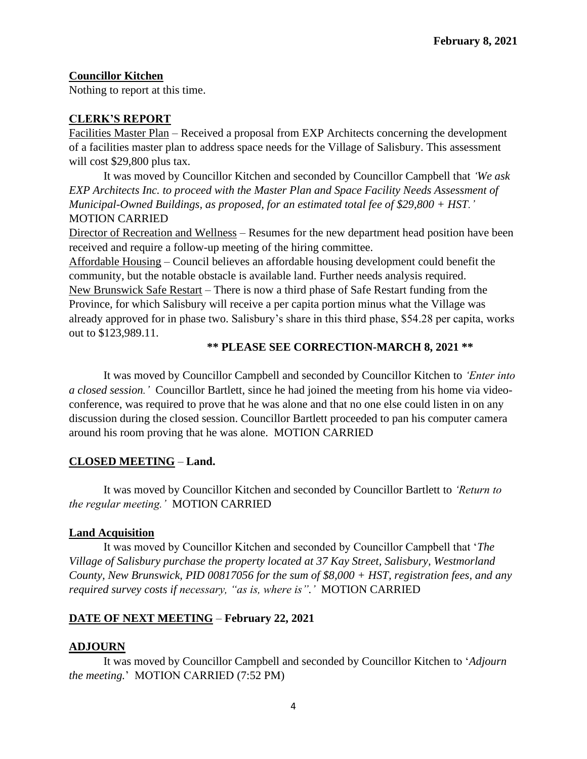**Councillor Kitchen**

Nothing to report at this time.

## CLERK'S REPORT

Facilities Master Plan – Received a proposal from EXP Architects concerning the development of a facilities master plan to address space needs for the Village of Salisbury. This assessment will cost $29,800 plus tax.

It was moved by Councillor Kitchen and seconded by Councillor Campbell that *'We ask EXP Architects Inc. to proceed with the Master Plan and Space Facility Needs Assessment of Municipal-Owned Buildings, as proposed, for an estimated total fee of $29,800 + HST.'* MOTION CARRIED

Director of Recreation and Wellness – Resumes for the new department head position have been received and require a follow-up meeting of the hiring committee.

Affordable Housing – Council believes an affordable housing development could benefit the community, but the notable obstacle is available land. Further needs analysis required.

New Brunswick Safe Restart – There is now a third phase of Safe Restart funding from the Province, for which Salisbury will receive a per capita portion minus what the Village was already approved for in phase two. Salisbury's share in this third phase, $54.28 per capita, works out to $123,989.11.

**\** PLEASE SEE CORRECTION-MARCH 8, 2021 \*\***

It was moved by Councillor Campbell and seconded by Councillor Kitchen to *'Enter into a closed session.'* Councillor Bartlett, since he had joined the meeting from his home via video-conference, was required to prove that he was alone and that no one else could listen in on any discussion during the closed session. Councillor Bartlett proceeded to pan his computer camera around his room proving that he was alone. MOTION CARRIED

## CLOSED MEETING – Land.

It was moved by Councillor Kitchen and seconded by Councillor Bartlett to *'Return to the regular meeting.'* MOTION CARRIED

**Land Acquisition**

It was moved by Councillor Kitchen and seconded by Councillor Campbell that '*The Village of Salisbury purchase the property located at 37 Kay Street, Salisbury, Westmorland County, New Brunswick, PID 00817056 for the sum of $8,000 + HST, registration fees, and any required survey costs if necessary, "as is, where is".'* MOTION CARRIED

## DATE OF NEXT MEETING – February 22, 2021

## ADJOURN

It was moved by Councillor Campbell and seconded by Councillor Kitchen to '*Adjourn the meeting.*' MOTION CARRIED (7:52 PM)